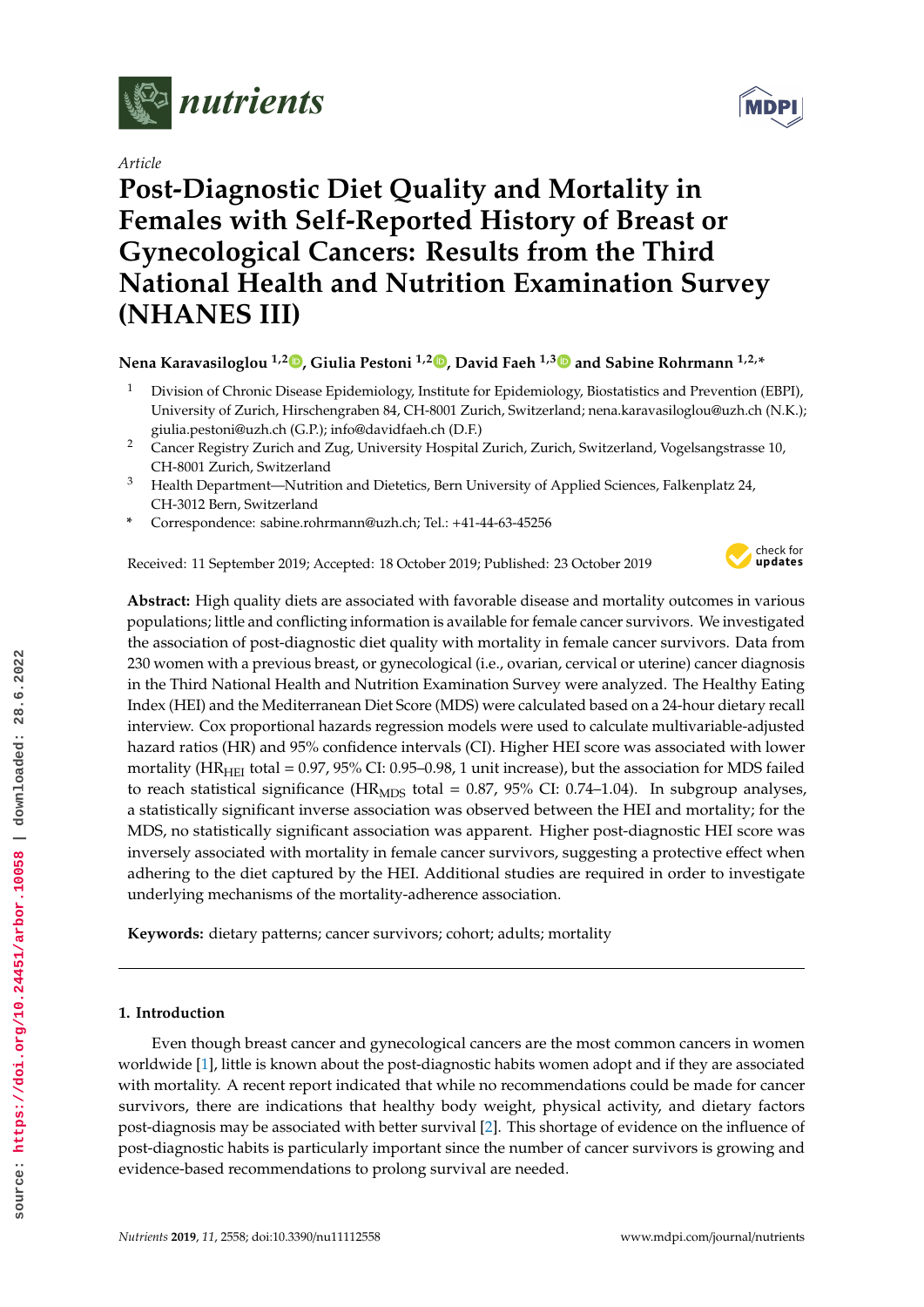*Article*

# Post-Diagnostic Diet Quality and Mortality in Females with Self-Reported History of Breast or Gynecological Cancers: Results from the Third National Health and Nutrition Examination Survey (NHANES III)

**Nena Karavasiloglou [1,2], Giulia Pestoni [1,2], David Faeh [1,3] and Sabine Rohrmann [1,2,*]**

1 Division of Chronic Disease Epidemiology, Institute for Epidemiology, Biostatistics and Prevention (EBPI), University of Zurich, Hirschengraben 84, CH-8001 Zurich, Switzerland; nena.karavasiloglou@uzh.ch (N.K.); giulia.pestoni@uzh.ch (G.P.); info@davidfaeh.ch (D.F.)

2 Cancer Registry Zurich and Zug, University Hospital Zurich, Zurich, Switzerland, Vogelsangstrasse 10, CH-8001 Zurich, Switzerland

3 Health Department—Nutrition and Dietetics, Bern University of Applied Sciences, Falkenplatz 24, CH-3012 Bern, Switzerland

\* Correspondence: sabine.rohrmann@uzh.ch; Tel.: +41-44-63-45256

Received: 11 September 2019; Accepted: 18 October 2019; Published: 23 October 2019

**Abstract:** High quality diets are associated with favorable disease and mortality outcomes in various populations; little and conflicting information is available for female cancer survivors. We investigated the association of post-diagnostic diet quality with mortality in female cancer survivors. Data from 230 women with a previous breast, or gynecological (i.e., ovarian, cervical or uterine) cancer diagnosis in the Third National Health and Nutrition Examination Survey were analyzed. The Healthy Eating Index (HEI) and the Mediterranean Diet Score (MDS) were calculated based on a 24-hour dietary recall interview. Cox proportional hazards regression models were used to calculate multivariable-adjusted hazard ratios (HR) and 95% confidence intervals (CI). Higher HEI score was associated with lower mortality ($HR_{HEI}$ total = 0.97, 95% CI: 0.95–0.98, 1 unit increase), but the association for MDS failed to reach statistical significance ($HR_{MDS}$ total = 0.87, 95% CI: 0.74–1.04). In subgroup analyses, a statistically significant inverse association was observed between the HEI and mortality; for the MDS, no statistically significant association was apparent. Higher post-diagnostic HEI score was inversely associated with mortality in female cancer survivors, suggesting a protective effect when adhering to the diet captured by the HEI. Additional studies are required in order to investigate underlying mechanisms of the mortality-adherence association.

**Keywords:** dietary patterns; cancer survivors; cohort; adults; mortality

## 1. Introduction

Even though breast cancer and gynecological cancers are the most common cancers in women worldwide [1], little is known about the post-diagnostic habits women adopt and if they are associated with mortality. A recent report indicated that while no recommendations could be made for cancer survivors, there are indications that healthy body weight, physical activity, and dietary factors post-diagnosis may be associated with better survival [2]. This shortage of evidence on the influence of post-diagnostic habits is particularly important since the number of cancer survivors is growing and evidence-based recommendations to prolong survival are needed.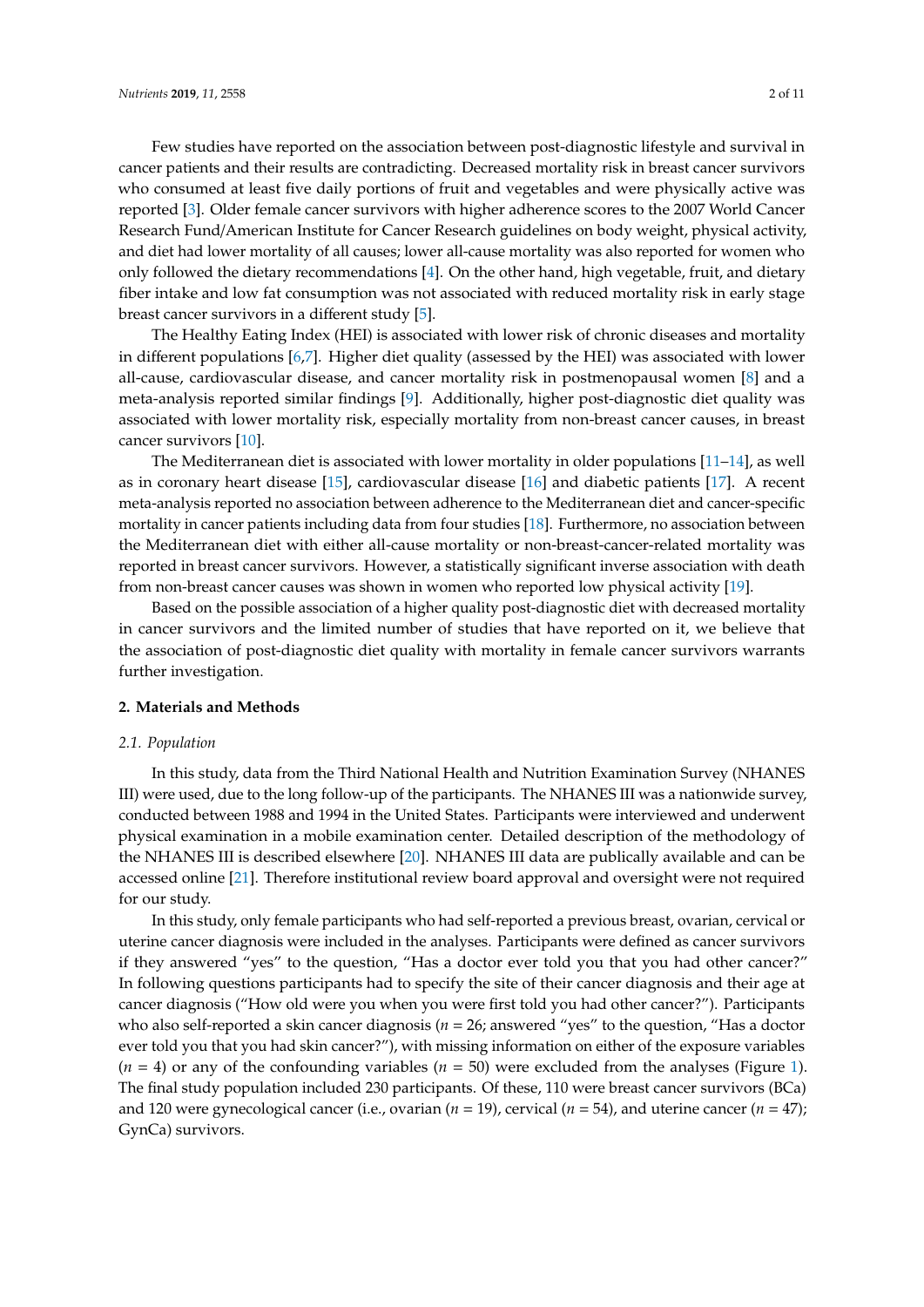Few studies have reported on the association between post-diagnostic lifestyle and survival in cancer patients and their results are contradicting. Decreased mortality risk in breast cancer survivors who consumed at least five daily portions of fruit and vegetables and were physically active was reported [3]. Older female cancer survivors with higher adherence scores to the 2007 World Cancer Research Fund/American Institute for Cancer Research guidelines on body weight, physical activity, and diet had lower mortality of all causes; lower all-cause mortality was also reported for women who only followed the dietary recommendations [4]. On the other hand, high vegetable, fruit, and dietary fiber intake and low fat consumption was not associated with reduced mortality risk in early stage breast cancer survivors in a different study [5].

The Healthy Eating Index (HEI) is associated with lower risk of chronic diseases and mortality in different populations [6,7]. Higher diet quality (assessed by the HEI) was associated with lower all-cause, cardiovascular disease, and cancer mortality risk in postmenopausal women [8] and a meta-analysis reported similar findings [9]. Additionally, higher post-diagnostic diet quality was associated with lower mortality risk, especially mortality from non-breast cancer causes, in breast cancer survivors [10].

The Mediterranean diet is associated with lower mortality in older populations [11–14], as well as in coronary heart disease [15], cardiovascular disease [16] and diabetic patients [17]. A recent meta-analysis reported no association between adherence to the Mediterranean diet and cancer-specific mortality in cancer patients including data from four studies [18]. Furthermore, no association between the Mediterranean diet with either all-cause mortality or non-breast-cancer-related mortality was reported in breast cancer survivors. However, a statistically significant inverse association with death from non-breast cancer causes was shown in women who reported low physical activity [19].

Based on the possible association of a higher quality post-diagnostic diet with decreased mortality in cancer survivors and the limited number of studies that have reported on it, we believe that the association of post-diagnostic diet quality with mortality in female cancer survivors warrants further investigation.

## 2. Materials and Methods

### *2.1. Population*

In this study, data from the Third National Health and Nutrition Examination Survey (NHANES III) were used, due to the long follow-up of the participants. The NHANES III was a nationwide survey, conducted between 1988 and 1994 in the United States. Participants were interviewed and underwent physical examination in a mobile examination center. Detailed description of the methodology of the NHANES III is described elsewhere [20]. NHANES III data are publically available and can be accessed online [21]. Therefore institutional review board approval and oversight were not required for our study.

In this study, only female participants who had self-reported a previous breast, ovarian, cervical or uterine cancer diagnosis were included in the analyses. Participants were defined as cancer survivors if they answered "yes" to the question, "Has a doctor ever told you that you had other cancer?" In following questions participants had to specify the site of their cancer diagnosis and their age at cancer diagnosis ("How old were you when you were first told you had other cancer?"). Participants who also self-reported a skin cancer diagnosis ($n = 26$; answered "yes" to the question, "Has a doctor ever told you that you had skin cancer?"), with missing information on either of the exposure variables ($n = 4$) or any of the confounding variables ($n = 50$) were excluded from the analyses (Figure 1). The final study population included 230 participants. Of these, 110 were breast cancer survivors (BCa) and 120 were gynecological cancer (i.e., ovarian ($n = 19$), cervical ($n = 54$), and uterine cancer ($n = 47$); GynCa) survivors.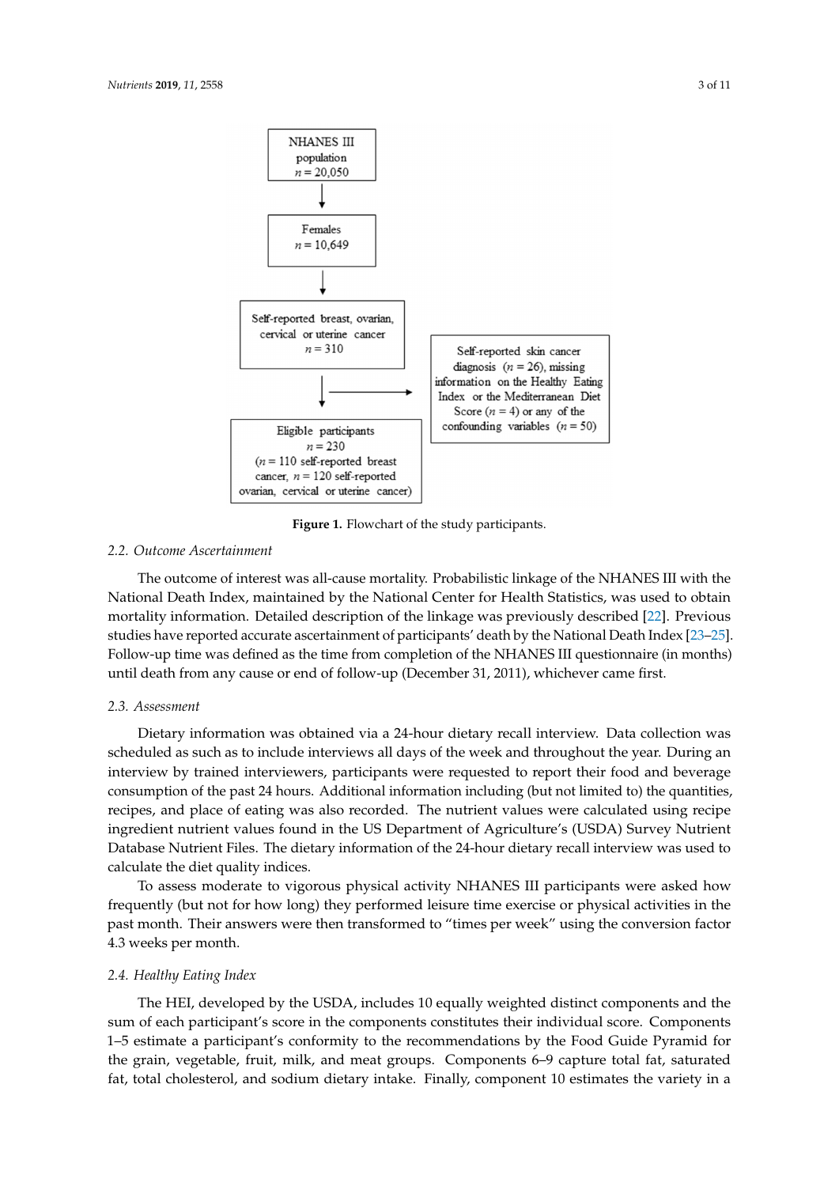NHANES III population $n$ = 20,050

Females $n$ = 10,649

Self-reported breast, ovarian, cervical or uterine cancer $n$ = 310

Self-reported skin cancer diagnosis ($n$ = 26), missing information on the Healthy Eating Index or the Mediterranean Diet Score ($n$ = 4) or any of the confounding variables ($n$ = 50)

Eligible participants $n$ = 230 ($n$ = 110 self-reported breast cancer, $n$ = 120 self-reported ovarian, cervical or uterine cancer)

**Figure 1.** Flowchart of the study participants.

### *2.2. Outcome Ascertainment*

The outcome of interest was all-cause mortality. Probabilistic linkage of the NHANES III with the National Death Index, maintained by the National Center for Health Statistics, was used to obtain mortality information. Detailed description of the linkage was previously described [22]. Previous studies have reported accurate ascertainment of participants' death by the National Death Index [23–25]. Follow-up time was defined as the time from completion of the NHANES III questionnaire (in months) until death from any cause or end of follow-up (December 31, 2011), whichever came first.

### *2.3. Assessment*

Dietary information was obtained via a 24-hour dietary recall interview. Data collection was scheduled as such as to include interviews all days of the week and throughout the year. During an interview by trained interviewers, participants were requested to report their food and beverage consumption of the past 24 hours. Additional information including (but not limited to) the quantities, recipes, and place of eating was also recorded. The nutrient values were calculated using recipe ingredient nutrient values found in the US Department of Agriculture's (USDA) Survey Nutrient Database Nutrient Files. The dietary information of the 24-hour dietary recall interview was used to calculate the diet quality indices.

To assess moderate to vigorous physical activity NHANES III participants were asked how frequently (but not for how long) they performed leisure time exercise or physical activities in the past month. Their answers were then transformed to "times per week" using the conversion factor 4.3 weeks per month.

### *2.4. Healthy Eating Index*

The HEI, developed by the USDA, includes 10 equally weighted distinct components and the sum of each participant's score in the components constitutes their individual score. Components 1–5 estimate a participant's conformity to the recommendations by the Food Guide Pyramid for the grain, vegetable, fruit, milk, and meat groups. Components 6–9 capture total fat, saturated fat, total cholesterol, and sodium dietary intake. Finally, component 10 estimates the variety in a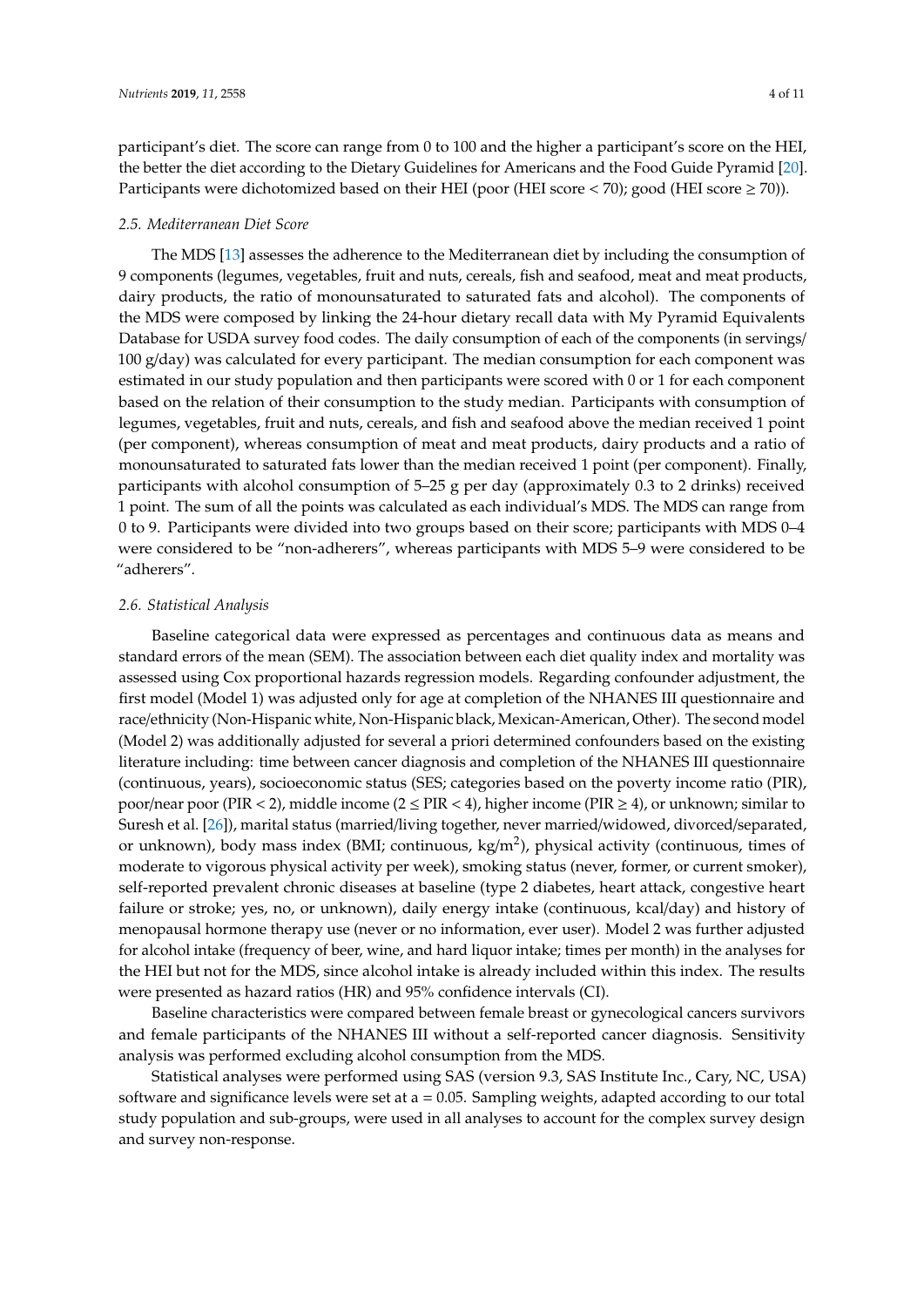participant's diet. The score can range from 0 to 100 and the higher a participant's score on the HEI, the better the diet according to the Dietary Guidelines for Americans and the Food Guide Pyramid [20]. Participants were dichotomized based on their HEI (poor (HEI score < 70); good (HEI score ≥ 70)).

### 2.5. Mediterranean Diet Score

The MDS [13] assesses the adherence to the Mediterranean diet by including the consumption of 9 components (legumes, vegetables, fruit and nuts, cereals, fish and seafood, meat and meat products, dairy products, the ratio of monounsaturated to saturated fats and alcohol). The components of the MDS were composed by linking the 24-hour dietary recall data with My Pyramid Equivalents Database for USDA survey food codes. The daily consumption of each of the components (in servings/100 g/day) was calculated for every participant. The median consumption for each component was estimated in our study population and then participants were scored with 0 or 1 for each component based on the relation of their consumption to the study median. Participants with consumption of legumes, vegetables, fruit and nuts, cereals, and fish and seafood above the median received 1 point (per component), whereas consumption of meat and meat products, dairy products and a ratio of monounsaturated to saturated fats lower than the median received 1 point (per component). Finally, participants with alcohol consumption of 5–25 g per day (approximately 0.3 to 2 drinks) received 1 point. The sum of all the points was calculated as each individual's MDS. The MDS can range from 0 to 9. Participants were divided into two groups based on their score; participants with MDS 0–4 were considered to be "non-adherers", whereas participants with MDS 5–9 were considered to be "adherers".

### 2.6. Statistical Analysis

Baseline categorical data were expressed as percentages and continuous data as means and standard errors of the mean (SEM). The association between each diet quality index and mortality was assessed using Cox proportional hazards regression models. Regarding confounder adjustment, the first model (Model 1) was adjusted only for age at completion of the NHANES III questionnaire and race/ethnicity (Non-Hispanic white, Non-Hispanic black, Mexican-American, Other). The second model (Model 2) was additionally adjusted for several a priori determined confounders based on the existing literature including: time between cancer diagnosis and completion of the NHANES III questionnaire (continuous, years), socioeconomic status (SES; categories based on the poverty income ratio (PIR), poor/near poor (PIR < 2), middle income (2 ≤ PIR < 4), higher income (PIR ≥ 4), or unknown; similar to Suresh et al. [26]), marital status (married/living together, never married/widowed, divorced/separated, or unknown), body mass index (BMI; continuous, kg/m$^2$), physical activity (continuous, times of moderate to vigorous physical activity per week), smoking status (never, former, or current smoker), self-reported prevalent chronic diseases at baseline (type 2 diabetes, heart attack, congestive heart failure or stroke; yes, no, or unknown), daily energy intake (continuous, kcal/day) and history of menopausal hormone therapy use (never or no information, ever user). Model 2 was further adjusted for alcohol intake (frequency of beer, wine, and hard liquor intake; times per month) in the analyses for the HEI but not for the MDS, since alcohol intake is already included within this index. The results were presented as hazard ratios (HR) and 95% confidence intervals (CI).

Baseline characteristics were compared between female breast or gynecological cancers survivors and female participants of the NHANES III without a self-reported cancer diagnosis. Sensitivity analysis was performed excluding alcohol consumption from the MDS.

Statistical analyses were performed using SAS (version 9.3, SAS Institute Inc., Cary, NC, USA) software and significance levels were set at a = 0.05. Sampling weights, adapted according to our total study population and sub-groups, were used in all analyses to account for the complex survey design and survey non-response.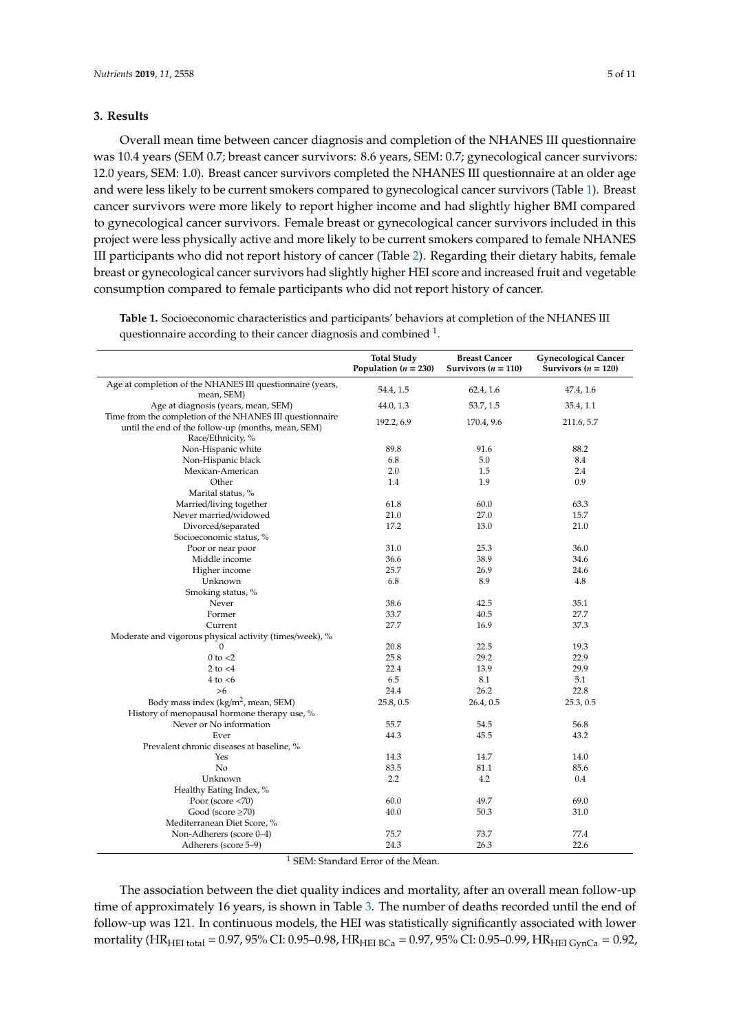## 3. Results

Overall mean time between cancer diagnosis and completion of the NHANES III questionnaire was 10.4 years (SEM 0.7; breast cancer survivors: 8.6 years, SEM: 0.7; gynecological cancer survivors: 12.0 years, SEM: 1.0). Breast cancer survivors completed the NHANES III questionnaire at an older age and were less likely to be current smokers compared to gynecological cancer survivors (Table 1). Breast cancer survivors were more likely to report higher income and had slightly higher BMI compared to gynecological cancer survivors. Female breast or gynecological cancer survivors included in this project were less physically active and more likely to be current smokers compared to female NHANES III participants who did not report history of cancer (Table 2). Regarding their dietary habits, female breast or gynecological cancer survivors had slightly higher HEI score and increased fruit and vegetable consumption compared to female participants who did not report history of cancer.

**Table 1.** Socioeconomic characteristics and participants' behaviors at completion of the NHANES III questionnaire according to their cancer diagnosis and combined [1].

| | Total Study Population ($n$ = 230) | Breast Cancer Survivors ($n$ = 110) | Gynecological Cancer Survivors ($n$ = 120) |
|---|---|---|---|
| Age at completion of the NHANES III questionnaire (years, mean, SEM) | 54.4, 1.5 | 62.4, 1.6 | 47.4, 1.6 |
| Age at diagnosis (years, mean, SEM) | 44.0, 1.3 | 53.7, 1.5 | 35.4, 1.1 |
| Time from the completion of the NHANES III questionnaire until the end of the follow-up (months, mean, SEM) | 192.2, 6.9 | 170.4, 9.6 | 211.6, 5.7 |
| Race/Ethnicity, % | | | |
| Non-Hispanic white | 89.8 | 91.6 | 88.2 |
| Non-Hispanic black | 6.8 | 5.0 | 8.4 |
| Mexican-American | 2.0 | 1.5 | 2.4 |
| Other | 1.4 | 1.9 | 0.9 |
| Marital status, % | | | |
| Married/living together | 61.8 | 60.0 | 63.3 |
| Never married/widowed | 21.0 | 27.0 | 15.7 |
| Divorced/separated | 17.2 | 13.0 | 21.0 |
| Socioeconomic status, % | | | |
| Poor or near poor | 31.0 | 25.3 | 36.0 |
| Middle income | 36.6 | 38.9 | 34.6 |
| Higher income | 25.7 | 26.9 | 24.6 |
| Unknown | 6.8 | 8.9 | 4.8 |
| Smoking status, % | | | |
| Never | 38.6 | 42.5 | 35.1 |
| Former | 33.7 | 40.5 | 27.7 |
| Current | 27.7 | 16.9 | 37.3 |
| Moderate and vigorous physical activity (times/week), % | | | |
| 0 | 20.8 | 22.5 | 19.3 |
| 0 to <2 | 25.8 | 29.2 | 22.9 |
| 2 to <4 | 22.4 | 13.9 | 29.9 |
| 4 to <6 | 6.5 | 8.1 | 5.1 |
| >6 | 24.4 | 26.2 | 22.8 |
| Body mass index (kg/m$^2$, mean, SEM) | 25.8, 0.5 | 26.4, 0.5 | 25.3, 0.5 |
| History of menopausal hormone therapy use, % | | | |
| Never or No information | 55.7 | 54.5 | 56.8 |
| Ever | 44.3 | 45.5 | 43.2 |
| Prevalent chronic diseases at baseline, % | | | |
| Yes | 14.3 | 14.7 | 14.0 |
| No | 83.5 | 81.1 | 85.6 |
| Unknown | 2.2 | 4.2 | 0.4 |
| Healthy Eating Index, % | | | |
| Poor (score <70) | 60.0 | 49.7 | 69.0 |
| Good (score ≥70) | 40.0 | 50.3 | 31.0 |
| Mediterranean Diet Score, % | | | |
| Non-Adherers (score 0–4) | 75.7 | 73.7 | 77.4 |
| Adherers (score 5–9) | 24.3 | 26.3 | 22.6 |

[1] SEM: Standard Error of the Mean.

The association between the diet quality indices and mortality, after an overall mean follow-up time of approximately 16 years, is shown in Table 3. The number of deaths recorded until the end of follow-up was 121. In continuous models, the HEI was statistically significantly associated with lower mortality ($HR_{HEI\ total}$ = 0.97, 95% CI: 0.95–0.98, $HR_{HEI\ BCa}$ = 0.97, 95% CI: 0.95–0.99, $HR_{HEI\ GynCa}$ = 0.92,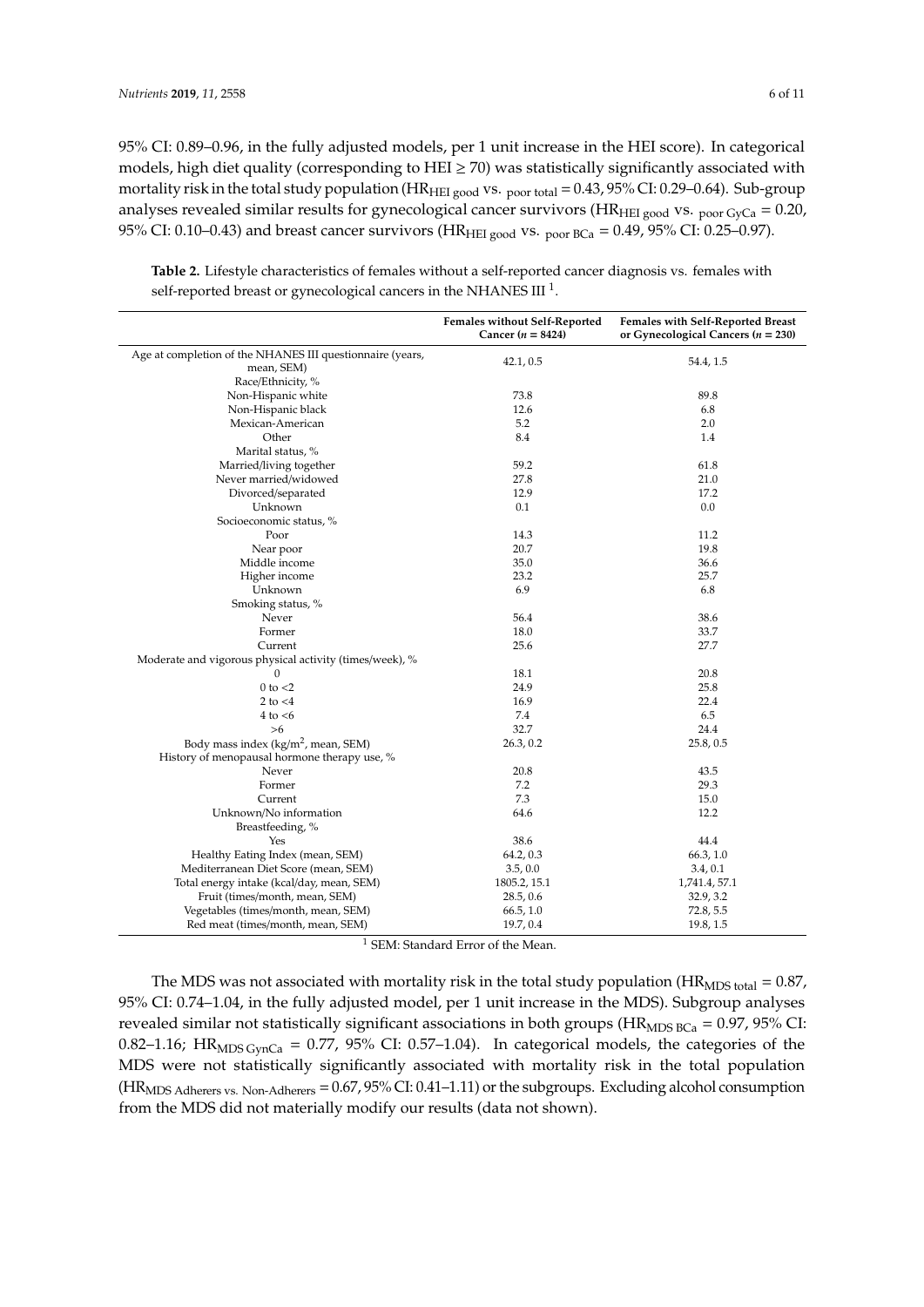95% CI: 0.89–0.96, in the fully adjusted models, per 1 unit increase in the HEI score). In categorical models, high diet quality (corresponding to HEI ≥ 70) was statistically significantly associated with mortality risk in the total study population ($HR_{HEI\ good}$ vs. $_{poor\ total}$ = 0.43, 95% CI: 0.29–0.64). Sub-group analyses revealed similar results for gynecological cancer survivors ($HR_{HEI\ good}$ vs. $_{poor\ GyCa}$ = 0.20, 95% CI: 0.10–0.43) and breast cancer survivors ($HR_{HEI\ good}$ vs. $_{poor\ BCa}$ = 0.49, 95% CI: 0.25–0.97).

**Table 2.** Lifestyle characteristics of females without a self-reported cancer diagnosis vs. females with self-reported breast or gynecological cancers in the NHANES III [1].

| | Females without Self-Reported Cancer ($n$ = 8424) | Females with Self-Reported Breast or Gynecological Cancers ($n$ = 230) |
|---|---|---|
| Age at completion of the NHANES III questionnaire (years, mean, SEM) | 42.1, 0.5 | 54.4, 1.5 |
| Race/Ethnicity, % | | |
| Non-Hispanic white | 73.8 | 89.8 |
| Non-Hispanic black | 12.6 | 6.8 |
| Mexican-American | 5.2 | 2.0 |
| Other | 8.4 | 1.4 |
| Marital status, % | | |
| Married/living together | 59.2 | 61.8 |
| Never married/widowed | 27.8 | 21.0 |
| Divorced/separated | 12.9 | 17.2 |
| Unknown | 0.1 | 0.0 |
| Socioeconomic status, % | | |
| Poor | 14.3 | 11.2 |
| Near poor | 20.7 | 19.8 |
| Middle income | 35.0 | 36.6 |
| Higher income | 23.2 | 25.7 |
| Unknown | 6.9 | 6.8 |
| Smoking status, % | | |
| Never | 56.4 | 38.6 |
| Former | 18.0 | 33.7 |
| Current | 25.6 | 27.7 |
| Moderate and vigorous physical activity (times/week), % | | |
| 0 | 18.1 | 20.8 |
| 0 to <2 | 24.9 | 25.8 |
| 2 to <4 | 16.9 | 22.4 |
| 4 to <6 | 7.4 | 6.5 |
| >6 | 32.7 | 24.4 |
| Body mass index (kg/m$^2$, mean, SEM) | 26.3, 0.2 | 25.8, 0.5 |
| History of menopausal hormone therapy use, % | | |
| Never | 20.8 | 43.5 |
| Former | 7.2 | 29.3 |
| Current | 7.3 | 15.0 |
| Unknown/No information | 64.6 | 12.2 |
| Breastfeeding, % | | |
| Yes | 38.6 | 44.4 |
| Healthy Eating Index (mean, SEM) | 64.2, 0.3 | 66.3, 1.0 |
| Mediterranean Diet Score (mean, SEM) | 3.5, 0.0 | 3.4, 0.1 |
| Total energy intake (kcal/day, mean, SEM) | 1805.2, 15.1 | 1,741.4, 57.1 |
| Fruit (times/month, mean, SEM) | 28.5, 0.6 | 32.9, 3.2 |
| Vegetables (times/month, mean, SEM) | 66.5, 1.0 | 72.8, 5.5 |
| Red meat (times/month, mean, SEM) | 19.7, 0.4 | 19.8, 1.5 |

[1] SEM: Standard Error of the Mean.

The MDS was not associated with mortality risk in the total study population ($HR_{MDS\ total}$ = 0.87, 95% CI: 0.74–1.04, in the fully adjusted model, per 1 unit increase in the MDS). Subgroup analyses revealed similar not statistically significant associations in both groups ($HR_{MDS\ BCa}$ = 0.97, 95% CI: 0.82–1.16; $HR_{MDS\ GynCa}$ = 0.77, 95% CI: 0.57–1.04). In categorical models, the categories of the MDS were not statistically significantly associated with mortality risk in the total population ($HR_{MDS\ Adherers\ vs.\ Non\text{-}Adherers}$ = 0.67, 95% CI: 0.41–1.11) or the subgroups. Excluding alcohol consumption from the MDS did not materially modify our results (data not shown).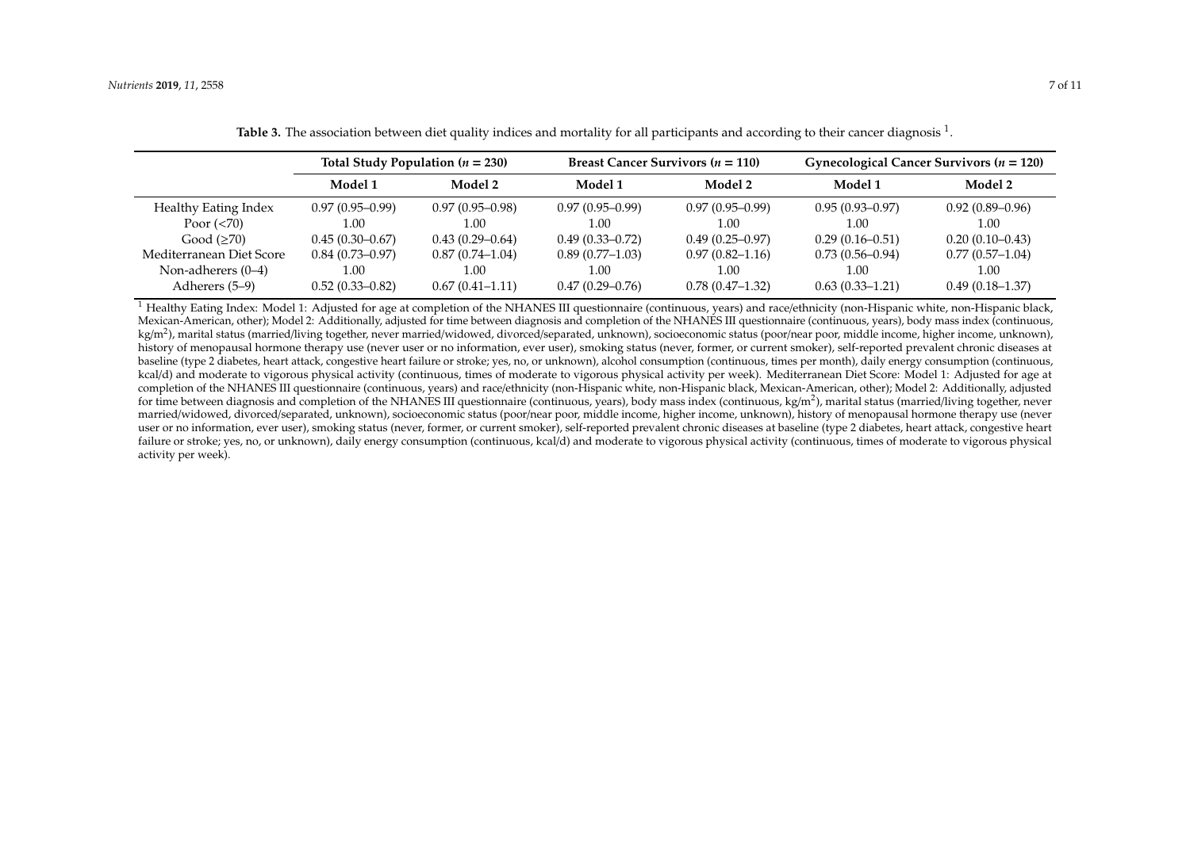**Table 3.** The association between diet quality indices and mortality for all participants and according to their cancer diagnosis [1].

| | Total Study Population ($n$ = 230) | | Breast Cancer Survivors ($n$ = 110) | | Gynecological Cancer Survivors ($n$ = 120) | |
|---|---|---|---|---|---|---|
| | **Model 1** | **Model 2** | **Model 1** | **Model 2** | **Model 1** | **Model 2** |
| Healthy Eating Index | 0.97 (0.95–0.99) | 0.97 (0.95–0.98) | 0.97 (0.95–0.99) | 0.97 (0.95–0.99) | 0.95 (0.93–0.97) | 0.92 (0.89–0.96) |
| Poor (<70) | 1.00 | 1.00 | 1.00 | 1.00 | 1.00 | 1.00 |
| Good (≥70) | 0.45 (0.30–0.67) | 0.43 (0.29–0.64) | 0.49 (0.33–0.72) | 0.49 (0.25–0.97) | 0.29 (0.16–0.51) | 0.20 (0.10–0.43) |
| Mediterranean Diet Score | 0.84 (0.73–0.97) | 0.87 (0.74–1.04) | 0.89 (0.77–1.03) | 0.97 (0.82–1.16) | 0.73 (0.56–0.94) | 0.77 (0.57–1.04) |
| Non-adherers (0–4) | 1.00 | 1.00 | 1.00 | 1.00 | 1.00 | 1.00 |
| Adherers (5–9) | 0.52 (0.33–0.82) | 0.67 (0.41–1.11) | 0.47 (0.29–0.76) | 0.78 (0.47–1.32) | 0.63 (0.33–1.21) | 0.49 (0.18–1.37) |

[1] Healthy Eating Index: Model 1: Adjusted for age at completion of the NHANES III questionnaire (continuous, years) and race/ethnicity (non-Hispanic white, non-Hispanic black, Mexican-American, other); Model 2: Additionally, adjusted for time between diagnosis and completion of the NHANES III questionnaire (continuous, years), body mass index (continuous, kg/m$^2$), marital status (married/living together, never married/widowed, divorced/separated, unknown), socioeconomic status (poor/near poor, middle income, higher income, unknown), history of menopausal hormone therapy use (never user or no information, ever user), smoking status (never, former, or current smoker), self-reported prevalent chronic diseases at baseline (type 2 diabetes, heart attack, congestive heart failure or stroke; yes, no, or unknown), alcohol consumption (continuous, times per month), daily energy consumption (continuous, kcal/d) and moderate to vigorous physical activity (continuous, times of moderate to vigorous physical activity per week). Mediterranean Diet Score: Model 1: Adjusted for age at completion of the NHANES III questionnaire (continuous, years) and race/ethnicity (non-Hispanic white, non-Hispanic black, Mexican-American, other); Model 2: Additionally, adjusted for time between diagnosis and completion of the NHANES III questionnaire (continuous, years), body mass index (continuous, kg/m$^2$), marital status (married/living together, never married/widowed, divorced/separated, unknown), socioeconomic status (poor/near poor, middle income, higher income, unknown), history of menopausal hormone therapy use (never user or no information, ever user), smoking status (never, former, or current smoker), self-reported prevalent chronic diseases at baseline (type 2 diabetes, heart attack, congestive heart failure or stroke; yes, no, or unknown), daily energy consumption (continuous, kcal/d) and moderate to vigorous physical activity (continuous, times of moderate to vigorous physical activity per week).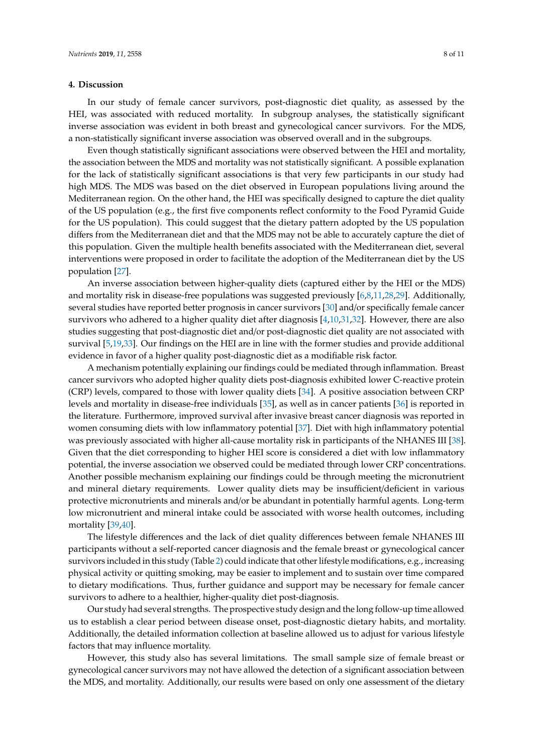## 4. Discussion

In our study of female cancer survivors, post-diagnostic diet quality, as assessed by the HEI, was associated with reduced mortality. In subgroup analyses, the statistically significant inverse association was evident in both breast and gynecological cancer survivors. For the MDS, a non-statistically significant inverse association was observed overall and in the subgroups.

Even though statistically significant associations were observed between the HEI and mortality, the association between the MDS and mortality was not statistically significant. A possible explanation for the lack of statistically significant associations is that very few participants in our study had high MDS. The MDS was based on the diet observed in European populations living around the Mediterranean region. On the other hand, the HEI was specifically designed to capture the diet quality of the US population (e.g., the first five components reflect conformity to the Food Pyramid Guide for the US population). This could suggest that the dietary pattern adopted by the US population differs from the Mediterranean diet and that the MDS may not be able to accurately capture the diet of this population. Given the multiple health benefits associated with the Mediterranean diet, several interventions were proposed in order to facilitate the adoption of the Mediterranean diet by the US population [27].

An inverse association between higher-quality diets (captured either by the HEI or the MDS) and mortality risk in disease-free populations was suggested previously [6,8,11,28,29]. Additionally, several studies have reported better prognosis in cancer survivors [30] and/or specifically female cancer survivors who adhered to a higher quality diet after diagnosis [4,10,31,32]. However, there are also studies suggesting that post-diagnostic diet and/or post-diagnostic diet quality are not associated with survival [5,19,33]. Our findings on the HEI are in line with the former studies and provide additional evidence in favor of a higher quality post-diagnostic diet as a modifiable risk factor.

A mechanism potentially explaining our findings could be mediated through inflammation. Breast cancer survivors who adopted higher quality diets post-diagnosis exhibited lower C-reactive protein (CRP) levels, compared to those with lower quality diets [34]. A positive association between CRP levels and mortality in disease-free individuals [35], as well as in cancer patients [36] is reported in the literature. Furthermore, improved survival after invasive breast cancer diagnosis was reported in women consuming diets with low inflammatory potential [37]. Diet with high inflammatory potential was previously associated with higher all-cause mortality risk in participants of the NHANES III [38]. Given that the diet corresponding to higher HEI score is considered a diet with low inflammatory potential, the inverse association we observed could be mediated through lower CRP concentrations. Another possible mechanism explaining our findings could be through meeting the micronutrient and mineral dietary requirements. Lower quality diets may be insufficient/deficient in various protective micronutrients and minerals and/or be abundant in potentially harmful agents. Long-term low micronutrient and mineral intake could be associated with worse health outcomes, including mortality [39,40].

The lifestyle differences and the lack of diet quality differences between female NHANES III participants without a self-reported cancer diagnosis and the female breast or gynecological cancer survivors included in this study (Table 2) could indicate that other lifestyle modifications, e.g., increasing physical activity or quitting smoking, may be easier to implement and to sustain over time compared to dietary modifications. Thus, further guidance and support may be necessary for female cancer survivors to adhere to a healthier, higher-quality diet post-diagnosis.

Our study had several strengths. The prospective study design and the long follow-up time allowed us to establish a clear period between disease onset, post-diagnostic dietary habits, and mortality. Additionally, the detailed information collection at baseline allowed us to adjust for various lifestyle factors that may influence mortality.

However, this study also has several limitations. The small sample size of female breast or gynecological cancer survivors may not have allowed the detection of a significant association between the MDS, and mortality. Additionally, our results were based on only one assessment of the dietary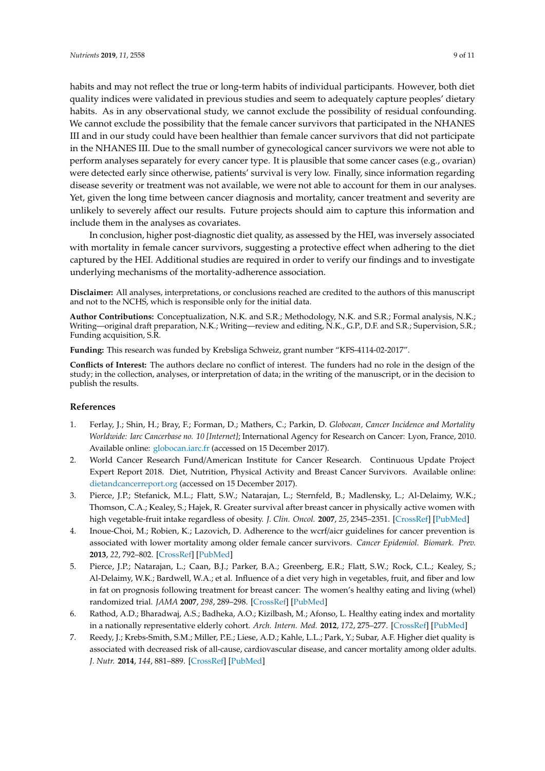habits and may not reflect the true or long-term habits of individual participants. However, both diet quality indices were validated in previous studies and seem to adequately capture peoples' dietary habits. As in any observational study, we cannot exclude the possibility of residual confounding. We cannot exclude the possibility that the female cancer survivors that participated in the NHANES III and in our study could have been healthier than female cancer survivors that did not participate in the NHANES III. Due to the small number of gynecological cancer survivors we were not able to perform analyses separately for every cancer type. It is plausible that some cancer cases (e.g., ovarian) were detected early since otherwise, patients' survival is very low. Finally, since information regarding disease severity or treatment was not available, we were not able to account for them in our analyses. Yet, given the long time between cancer diagnosis and mortality, cancer treatment and severity are unlikely to severely affect our results. Future projects should aim to capture this information and include them in the analyses as covariates.

In conclusion, higher post-diagnostic diet quality, as assessed by the HEI, was inversely associated with mortality in female cancer survivors, suggesting a protective effect when adhering to the diet captured by the HEI. Additional studies are required in order to verify our findings and to investigate underlying mechanisms of the mortality-adherence association.

**Disclaimer:** All analyses, interpretations, or conclusions reached are credited to the authors of this manuscript and not to the NCHS, which is responsible only for the initial data.

**Author Contributions:** Conceptualization, N.K. and S.R.; Methodology, N.K. and S.R.; Formal analysis, N.K.; Writing—original draft preparation, N.K.; Writing—review and editing, N.K., G.P., D.F. and S.R.; Supervision, S.R.; Funding acquisition, S.R.

**Funding:** This research was funded by Krebsliga Schweiz, grant number "KFS-4114-02-2017".

**Conflicts of Interest:** The authors declare no conflict of interest. The funders had no role in the design of the study; in the collection, analyses, or interpretation of data; in the writing of the manuscript, or in the decision to publish the results.

## References

1. Ferlay, J.; Shin, H.; Bray, F.; Forman, D.; Mathers, C.; Parkin, D. *Globocan, Cancer Incidence and Mortality Worldwide: Iarc Cancerbase no. 10 [Internet]*; International Agency for Research on Cancer: Lyon, France, 2010. Available online: globocan.iarc.fr (accessed on 15 December 2017).
2. World Cancer Research Fund/American Institute for Cancer Research. Continuous Update Project Expert Report 2018. Diet, Nutrition, Physical Activity and Breast Cancer Survivors. Available online: dietandcancerreport.org (accessed on 15 December 2017).
3. Pierce, J.P.; Stefanick, M.L.; Flatt, S.W.; Natarajan, L.; Sternfeld, B.; Madlensky, L.; Al-Delaimy, W.K.; Thomson, C.A.; Kealey, S.; Hajek, R. Greater survival after breast cancer in physically active women with high vegetable-fruit intake regardless of obesity. *J. Clin. Oncol.* **2007**, *25*, 2345–2351. [CrossRef] [PubMed]
4. Inoue-Choi, M.; Robien, K.; Lazovich, D. Adherence to the wcrf/aicr guidelines for cancer prevention is associated with lower mortality among older female cancer survivors. *Cancer Epidemiol. Biomark. Prev.* **2013**, *22*, 792–802. [CrossRef] [PubMed]
5. Pierce, J.P.; Natarajan, L.; Caan, B.J.; Parker, B.A.; Greenberg, E.R.; Flatt, S.W.; Rock, C.L.; Kealey, S.; Al-Delaimy, W.K.; Bardwell, W.A.; et al. Influence of a diet very high in vegetables, fruit, and fiber and low in fat on prognosis following treatment for breast cancer: The women's healthy eating and living (whel) randomized trial. *JAMA* **2007**, *298*, 289–298. [CrossRef] [PubMed]
6. Rathod, A.D.; Bharadwaj, A.S.; Badheka, A.O.; Kizilbash, M.; Afonso, L. Healthy eating index and mortality in a nationally representative elderly cohort. *Arch. Intern. Med.* **2012**, *172*, 275–277. [CrossRef] [PubMed]
7. Reedy, J.; Krebs-Smith, S.M.; Miller, P.E.; Liese, A.D.; Kahle, L.L.; Park, Y.; Subar, A.F. Higher diet quality is associated with decreased risk of all-cause, cardiovascular disease, and cancer mortality among older adults. *J. Nutr.* **2014**, *144*, 881–889. [CrossRef] [PubMed]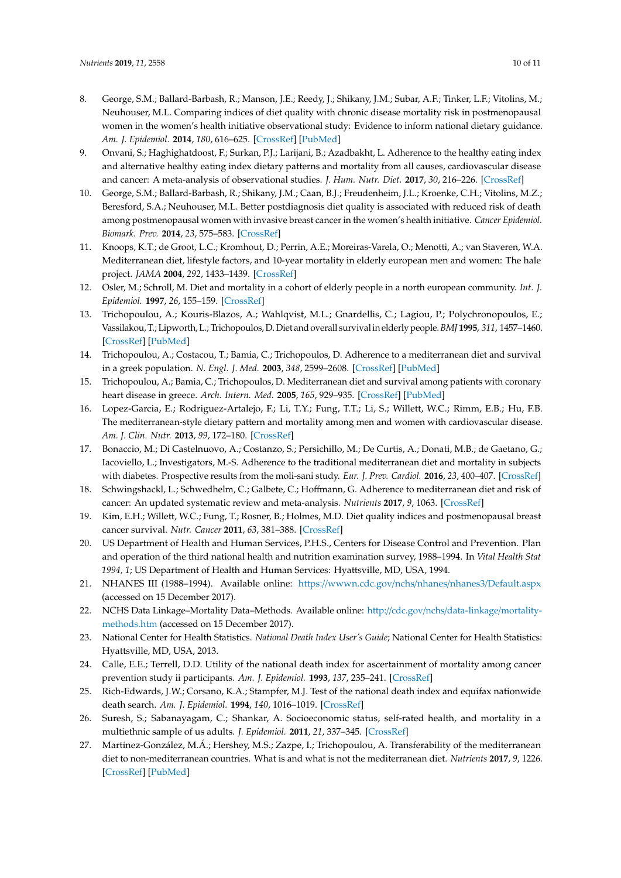8. George, S.M.; Ballard-Barbash, R.; Manson, J.E.; Reedy, J.; Shikany, J.M.; Subar, A.F.; Tinker, L.F.; Vitolins, M.; Neuhouser, M.L. Comparing indices of diet quality with chronic disease mortality risk in postmenopausal women in the women's health initiative observational study: Evidence to inform national dietary guidance. *Am. J. Epidemiol.* **2014**, *180*, 616–625. [CrossRef] [PubMed]
9. Onvani, S.; Haghighatdoost, F.; Surkan, P.J.; Larijani, B.; Azadbakht, L. Adherence to the healthy eating index and alternative healthy eating index dietary patterns and mortality from all causes, cardiovascular disease and cancer: A meta-analysis of observational studies. *J. Hum. Nutr. Diet.* **2017**, *30*, 216–226. [CrossRef]
10. George, S.M.; Ballard-Barbash, R.; Shikany, J.M.; Caan, B.J.; Freudenheim, J.L.; Kroenke, C.H.; Vitolins, M.Z.; Beresford, S.A.; Neuhouser, M.L. Better postdiagnosis diet quality is associated with reduced risk of death among postmenopausal women with invasive breast cancer in the women's health initiative. *Cancer Epidemiol. Biomark. Prev.* **2014**, *23*, 575–583. [CrossRef]
11. Knoops, K.T.; de Groot, L.C.; Kromhout, D.; Perrin, A.E.; Moreiras-Varela, O.; Menotti, A.; van Staveren, W.A. Mediterranean diet, lifestyle factors, and 10-year mortality in elderly european men and women: The hale project. *JAMA* **2004**, *292*, 1433–1439. [CrossRef]
12. Osler, M.; Schroll, M. Diet and mortality in a cohort of elderly people in a north european community. *Int. J. Epidemiol.* **1997**, *26*, 155–159. [CrossRef]
13. Trichopoulou, A.; Kouris-Blazos, A.; Wahlqvist, M.L.; Gnardellis, C.; Lagiou, P.; Polychronopoulos, E.; Vassilakou, T.; Lipworth, L.; Trichopoulos, D. Diet and overall survival in elderly people. *BMJ* **1995**, *311*, 1457–1460. [CrossRef] [PubMed]
14. Trichopoulou, A.; Costacou, T.; Bamia, C.; Trichopoulos, D. Adherence to a mediterranean diet and survival in a greek population. *N. Engl. J. Med.* **2003**, *348*, 2599–2608. [CrossRef] [PubMed]
15. Trichopoulou, A.; Bamia, C.; Trichopoulos, D. Mediterranean diet and survival among patients with coronary heart disease in greece. *Arch. Intern. Med.* **2005**, *165*, 929–935. [CrossRef] [PubMed]
16. Lopez-Garcia, E.; Rodriguez-Artalejo, F.; Li, T.Y.; Fung, T.T.; Li, S.; Willett, W.C.; Rimm, E.B.; Hu, F.B. The mediterranean-style dietary pattern and mortality among men and women with cardiovascular disease. *Am. J. Clin. Nutr.* **2013**, *99*, 172–180. [CrossRef]
17. Bonaccio, M.; Di Castelnuovo, A.; Costanzo, S.; Persichillo, M.; De Curtis, A.; Donati, M.B.; de Gaetano, G.; Iacoviello, L.; Investigators, M.-S. Adherence to the traditional mediterranean diet and mortality in subjects with diabetes. Prospective results from the moli-sani study. *Eur. J. Prev. Cardiol.* **2016**, *23*, 400–407. [CrossRef]
18. Schwingshackl, L.; Schwedhelm, C.; Galbete, C.; Hoffmann, G. Adherence to mediterranean diet and risk of cancer: An updated systematic review and meta-analysis. *Nutrients* **2017**, *9*, 1063. [CrossRef]
19. Kim, E.H.; Willett, W.C.; Fung, T.; Rosner, B.; Holmes, M.D. Diet quality indices and postmenopausal breast cancer survival. *Nutr. Cancer* **2011**, *63*, 381–388. [CrossRef]
20. US Department of Health and Human Services, P.H.S., Centers for Disease Control and Prevention. Plan and operation of the third national health and nutrition examination survey, 1988–1994. In *Vital Health Stat 1994, 1*; US Department of Health and Human Services: Hyattsville, MD, USA, 1994.
21. NHANES III (1988–1994). Available online: https://wwwn.cdc.gov/nchs/nhanes/nhanes3/Default.aspx (accessed on 15 December 2017).
22. NCHS Data Linkage–Mortality Data–Methods. Available online: http://cdc.gov/nchs/data-linkage/mortality-methods.htm (accessed on 15 December 2017).
23. National Center for Health Statistics. *National Death Index User's Guide*; National Center for Health Statistics: Hyattsville, MD, USA, 2013.
24. Calle, E.E.; Terrell, D.D. Utility of the national death index for ascertainment of mortality among cancer prevention study ii participants. *Am. J. Epidemiol.* **1993**, *137*, 235–241. [CrossRef]
25. Rich-Edwards, J.W.; Corsano, K.A.; Stampfer, M.J. Test of the national death index and equifax nationwide death search. *Am. J. Epidemiol.* **1994**, *140*, 1016–1019. [CrossRef]
26. Suresh, S.; Sabanayagam, C.; Shankar, A. Socioeconomic status, self-rated health, and mortality in a multiethnic sample of us adults. *J. Epidemiol.* **2011**, *21*, 337–345. [CrossRef]
27. Martínez-González, M.Á.; Hershey, M.S.; Zazpe, I.; Trichopoulou, A. Transferability of the mediterranean diet to non-mediterranean countries. What is and what is not the mediterranean diet. *Nutrients* **2017**, *9*, 1226. [CrossRef] [PubMed]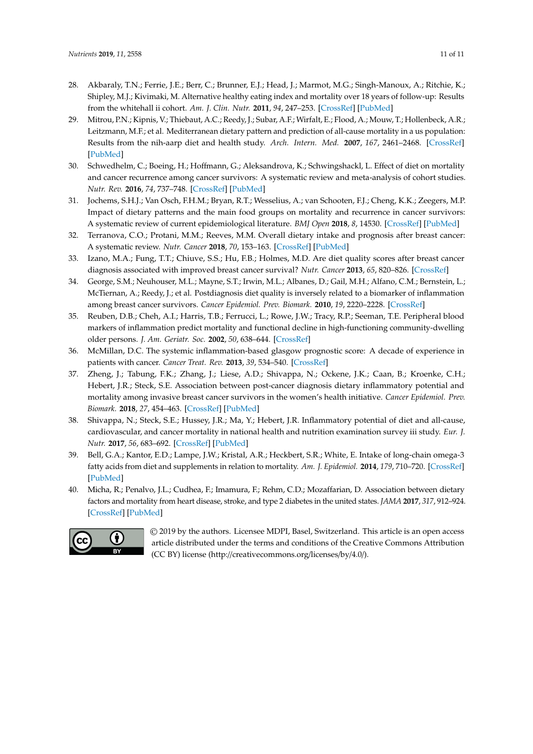28. Akbaraly, T.N.; Ferrie, J.E.; Berr, C.; Brunner, E.J.; Head, J.; Marmot, M.G.; Singh-Manoux, A.; Ritchie, K.; Shipley, M.J.; Kivimaki, M. Alternative healthy eating index and mortality over 18 years of follow-up: Results from the whitehall ii cohort. *Am. J. Clin. Nutr.* **2011**, *94*, 247–253. [CrossRef] [PubMed]
29. Mitrou, P.N.; Kipnis, V.; Thiebaut, A.C.; Reedy, J.; Subar, A.F.; Wirfalt, E.; Flood, A.; Mouw, T.; Hollenbeck, A.R.; Leitzmann, M.F.; et al. Mediterranean dietary pattern and prediction of all-cause mortality in a us population: Results from the nih-aarp diet and health study. *Arch. Intern. Med.* **2007**, *167*, 2461–2468. [CrossRef] [PubMed]
30. Schwedhelm, C.; Boeing, H.; Hoffmann, G.; Aleksandrova, K.; Schwingshackl, L. Effect of diet on mortality and cancer recurrence among cancer survivors: A systematic review and meta-analysis of cohort studies. *Nutr. Rev.* **2016**, *74*, 737–748. [CrossRef] [PubMed]
31. Jochems, S.H.J.; Van Osch, F.H.M.; Bryan, R.T.; Wesselius, A.; van Schooten, F.J.; Cheng, K.K.; Zeegers, M.P. Impact of dietary patterns and the main food groups on mortality and recurrence in cancer survivors: A systematic review of current epidemiological literature. *BMJ Open* **2018**, *8*, 14530. [CrossRef] [PubMed]
32. Terranova, C.O.; Protani, M.M.; Reeves, M.M. Overall dietary intake and prognosis after breast cancer: A systematic review. *Nutr. Cancer* **2018**, *70*, 153–163. [CrossRef] [PubMed]
33. Izano, M.A.; Fung, T.T.; Chiuve, S.S.; Hu, F.B.; Holmes, M.D. Are diet quality scores after breast cancer diagnosis associated with improved breast cancer survival? *Nutr. Cancer* **2013**, *65*, 820–826. [CrossRef]
34. George, S.M.; Neuhouser, M.L.; Mayne, S.T.; Irwin, M.L.; Albanes, D.; Gail, M.H.; Alfano, C.M.; Bernstein, L.; McTiernan, A.; Reedy, J.; et al. Postdiagnosis diet quality is inversely related to a biomarker of inflammation among breast cancer survivors. *Cancer Epidemiol. Prev. Biomark.* **2010**, *19*, 2220–2228. [CrossRef]
35. Reuben, D.B.; Cheh, A.I.; Harris, T.B.; Ferrucci, L.; Rowe, J.W.; Tracy, R.P.; Seeman, T.E. Peripheral blood markers of inflammation predict mortality and functional decline in high-functioning community-dwelling older persons. *J. Am. Geriatr. Soc.* **2002**, *50*, 638–644. [CrossRef]
36. McMillan, D.C. The systemic inflammation-based glasgow prognostic score: A decade of experience in patients with cancer. *Cancer Treat. Rev.* **2013**, *39*, 534–540. [CrossRef]
37. Zheng, J.; Tabung, F.K.; Zhang, J.; Liese, A.D.; Shivappa, N.; Ockene, J.K.; Caan, B.; Kroenke, C.H.; Hebert, J.R.; Steck, S.E. Association between post-cancer diagnosis dietary inflammatory potential and mortality among invasive breast cancer survivors in the women's health initiative. *Cancer Epidemiol. Prev. Biomark.* **2018**, *27*, 454–463. [CrossRef] [PubMed]
38. Shivappa, N.; Steck, S.E.; Hussey, J.R.; Ma, Y.; Hebert, J.R. Inflammatory potential of diet and all-cause, cardiovascular, and cancer mortality in national health and nutrition examination survey iii study. *Eur. J. Nutr.* **2017**, *56*, 683–692. [CrossRef] [PubMed]
39. Bell, G.A.; Kantor, E.D.; Lampe, J.W.; Kristal, A.R.; Heckbert, S.R.; White, E. Intake of long-chain omega-3 fatty acids from diet and supplements in relation to mortality. *Am. J. Epidemiol.* **2014**, *179*, 710–720. [CrossRef] [PubMed]
40. Micha, R.; Penalvo, J.L.; Cudhea, F.; Imamura, F.; Rehm, C.D.; Mozaffarian, D. Association between dietary factors and mortality from heart disease, stroke, and type 2 diabetes in the united states. *JAMA* **2017**, *317*, 912–924. [CrossRef] [PubMed]

© 2019 by the authors. Licensee MDPI, Basel, Switzerland. This article is an open access article distributed under the terms and conditions of the Creative Commons Attribution (CC BY) license (http://creativecommons.org/licenses/by/4.0/).